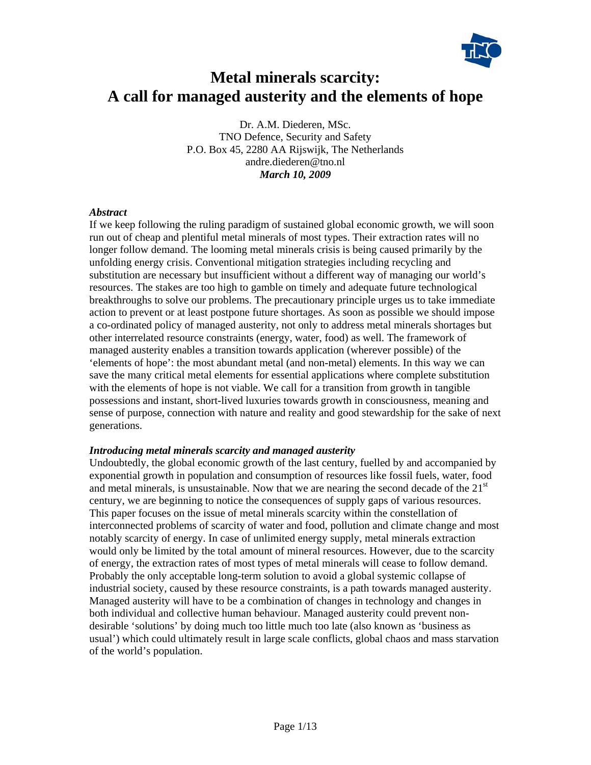# Metal minerals scarcity: A call for managed austerity and the elements of hope

Dr. A.M. Diederen, MSc.
TNO Defence, Security and Safety
P.O. Box 45, 2280 AA Rijswijk, The Netherlands
andre.diederen@tno.nl
***March 10, 2009***

***Abstract***

If we keep following the ruling paradigm of sustained global economic growth, we will soon run out of cheap and plentiful metal minerals of most types. Their extraction rates will no longer follow demand. The looming metal minerals crisis is being caused primarily by the unfolding energy crisis. Conventional mitigation strategies including recycling and substitution are necessary but insufficient without a different way of managing our world's resources. The stakes are too high to gamble on timely and adequate future technological breakthroughs to solve our problems. The precautionary principle urges us to take immediate action to prevent or at least postpone future shortages. As soon as possible we should impose a co-ordinated policy of managed austerity, not only to address metal minerals shortages but other interrelated resource constraints (energy, water, food) as well. The framework of managed austerity enables a transition towards application (wherever possible) of the 'elements of hope': the most abundant metal (and non-metal) elements. In this way we can save the many critical metal elements for essential applications where complete substitution with the elements of hope is not viable. We call for a transition from growth in tangible possessions and instant, short-lived luxuries towards growth in consciousness, meaning and sense of purpose, connection with nature and reality and good stewardship for the sake of next generations.

***Introducing metal minerals scarcity and managed austerity***

Undoubtedly, the global economic growth of the last century, fuelled by and accompanied by exponential growth in population and consumption of resources like fossil fuels, water, food and metal minerals, is unsustainable. Now that we are nearing the second decade of the 21st century, we are beginning to notice the consequences of supply gaps of various resources. This paper focuses on the issue of metal minerals scarcity within the constellation of interconnected problems of scarcity of water and food, pollution and climate change and most notably scarcity of energy. In case of unlimited energy supply, metal minerals extraction would only be limited by the total amount of mineral resources. However, due to the scarcity of energy, the extraction rates of most types of metal minerals will cease to follow demand. Probably the only acceptable long-term solution to avoid a global systemic collapse of industrial society, caused by these resource constraints, is a path towards managed austerity. Managed austerity will have to be a combination of changes in technology and changes in both individual and collective human behaviour. Managed austerity could prevent non-desirable 'solutions' by doing much too little much too late (also known as 'business as usual') which could ultimately result in large scale conflicts, global chaos and mass starvation of the world's population.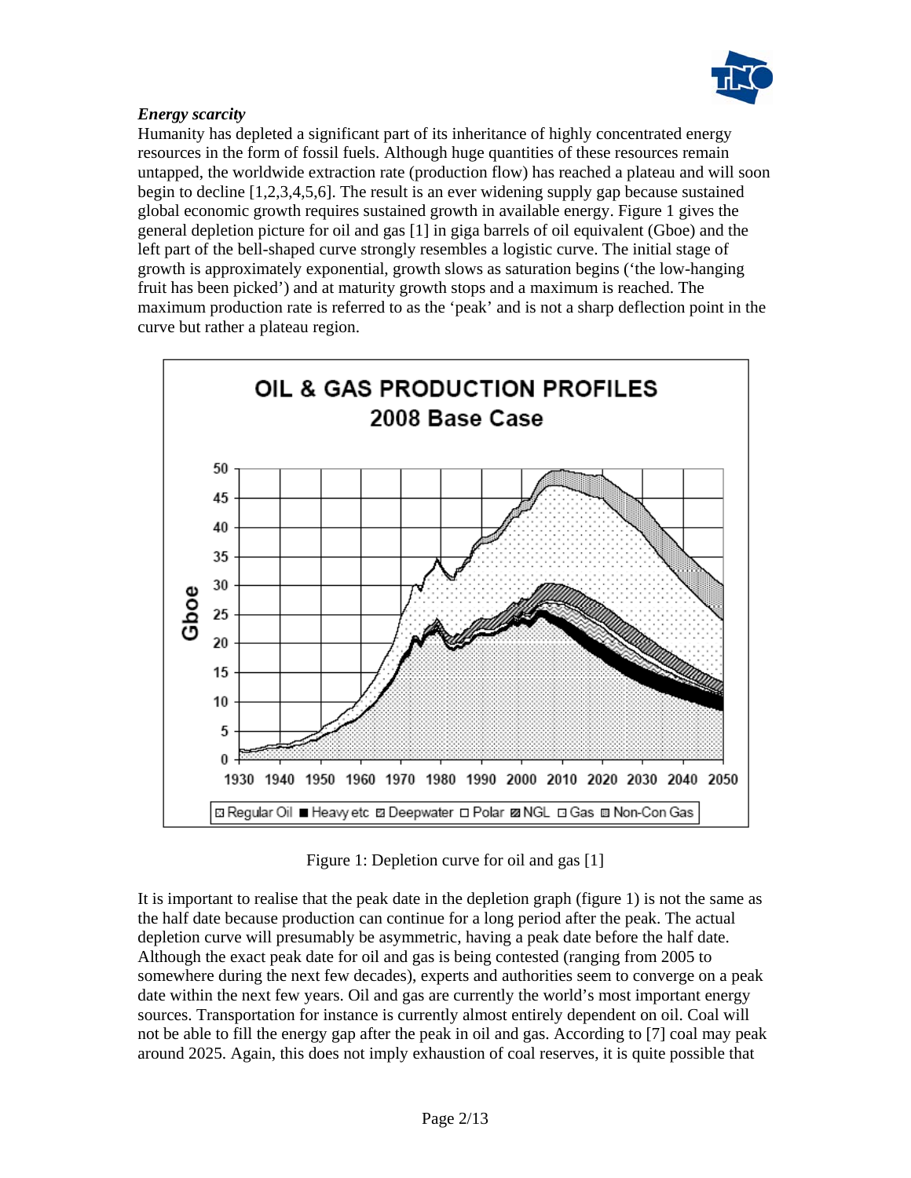***Energy scarcity***

Humanity has depleted a significant part of its inheritance of highly concentrated energy resources in the form of fossil fuels. Although huge quantities of these resources remain untapped, the worldwide extraction rate (production flow) has reached a plateau and will soon begin to decline [1,2,3,4,5,6]. The result is an ever widening supply gap because sustained global economic growth requires sustained growth in available energy. Figure 1 gives the general depletion picture for oil and gas [1] in giga barrels of oil equivalent (Gboe) and the left part of the bell-shaped curve strongly resembles a logistic curve. The initial stage of growth is approximately exponential, growth slows as saturation begins ('the low-hanging fruit has been picked') and at maturity growth stops and a maximum is reached. The maximum production rate is referred to as the 'peak' and is not a sharp deflection point in the curve but rather a plateau region.

Figure 1: Depletion curve for oil and gas [1]

It is important to realise that the peak date in the depletion graph (figure 1) is not the same as the half date because production can continue for a long period after the peak. The actual depletion curve will presumably be asymmetric, having a peak date before the half date. Although the exact peak date for oil and gas is being contested (ranging from 2005 to somewhere during the next few decades), experts and authorities seem to converge on a peak date within the next few years. Oil and gas are currently the world's most important energy sources. Transportation for instance is currently almost entirely dependent on oil. Coal will not be able to fill the energy gap after the peak in oil and gas. According to [7] coal may peak around 2025. Again, this does not imply exhaustion of coal reserves, it is quite possible that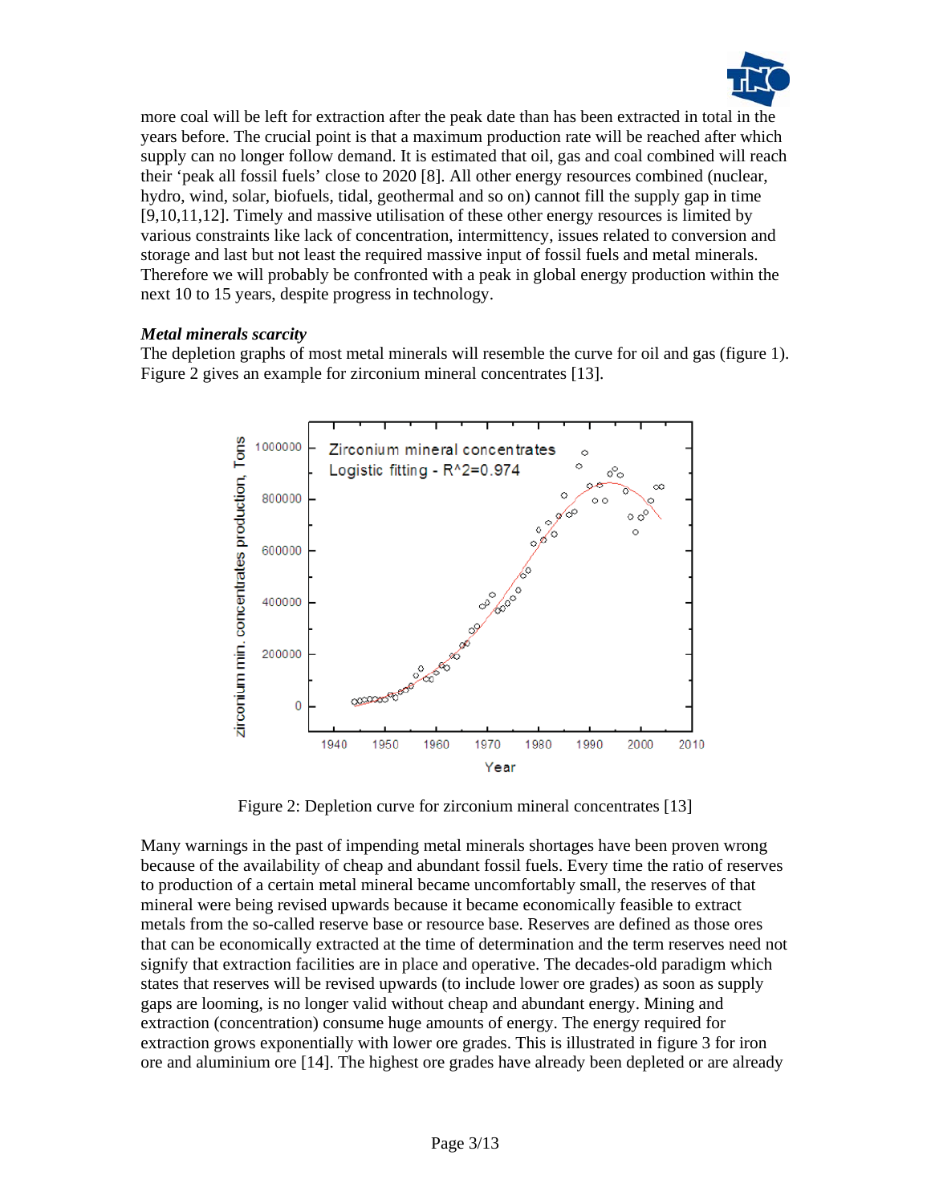more coal will be left for extraction after the peak date than has been extracted in total in the years before. The crucial point is that a maximum production rate will be reached after which supply can no longer follow demand. It is estimated that oil, gas and coal combined will reach their 'peak all fossil fuels' close to 2020 [8]. All other energy resources combined (nuclear, hydro, wind, solar, biofuels, tidal, geothermal and so on) cannot fill the supply gap in time [9,10,11,12]. Timely and massive utilisation of these other energy resources is limited by various constraints like lack of concentration, intermittency, issues related to conversion and storage and last but not least the required massive input of fossil fuels and metal minerals. Therefore we will probably be confronted with a peak in global energy production within the next 10 to 15 years, despite progress in technology.

***Metal minerals scarcity***

The depletion graphs of most metal minerals will resemble the curve for oil and gas (figure 1). Figure 2 gives an example for zirconium mineral concentrates [13].

Figure 2: Depletion curve for zirconium mineral concentrates [13]

Many warnings in the past of impending metal minerals shortages have been proven wrong because of the availability of cheap and abundant fossil fuels. Every time the ratio of reserves to production of a certain metal mineral became uncomfortably small, the reserves of that mineral were being revised upwards because it became economically feasible to extract metals from the so-called reserve base or resource base. Reserves are defined as those ores that can be economically extracted at the time of determination and the term reserves need not signify that extraction facilities are in place and operative. The decades-old paradigm which states that reserves will be revised upwards (to include lower ore grades) as soon as supply gaps are looming, is no longer valid without cheap and abundant energy. Mining and extraction (concentration) consume huge amounts of energy. The energy required for extraction grows exponentially with lower ore grades. This is illustrated in figure 3 for iron ore and aluminium ore [14]. The highest ore grades have already been depleted or are already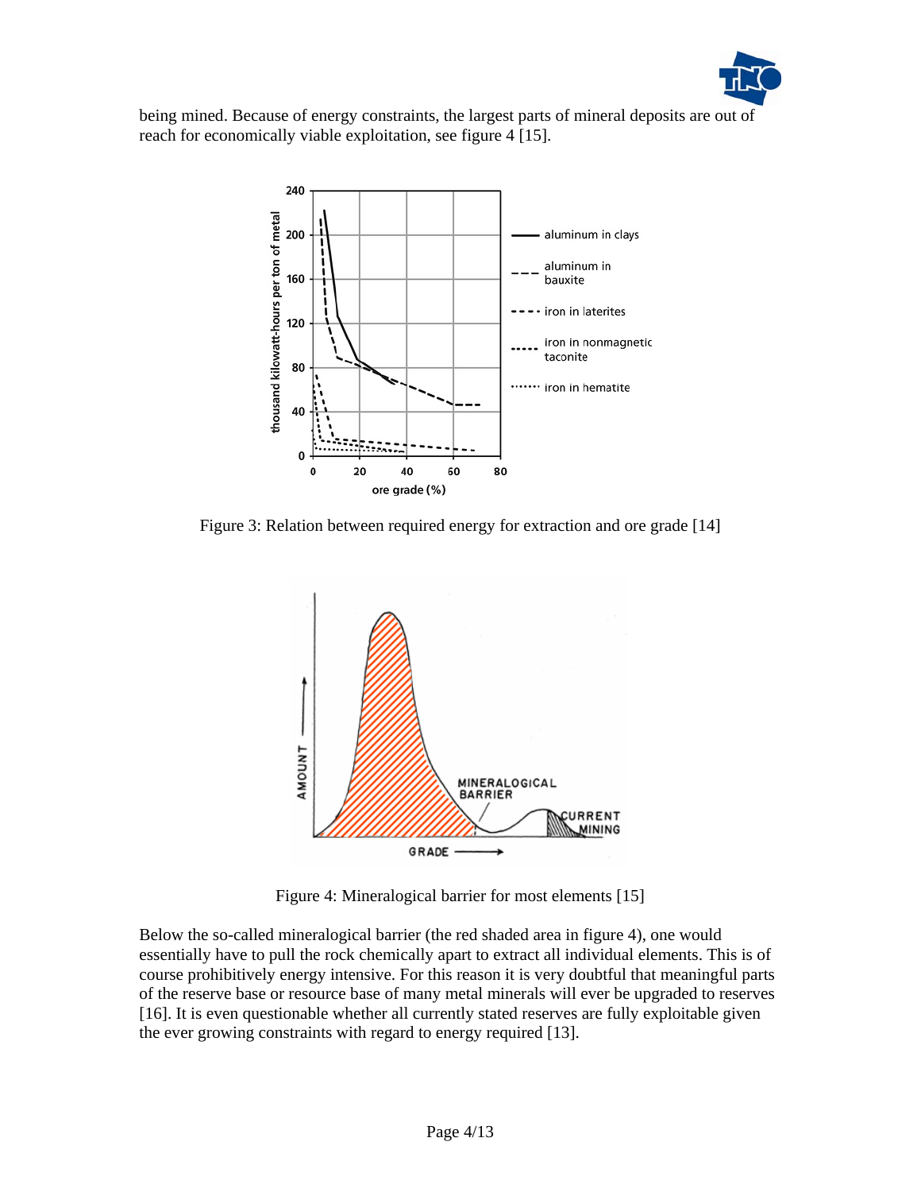being mined. Because of energy constraints, the largest parts of mineral deposits are out of reach for economically viable exploitation, see figure 4 [15].

Figure 3: Relation between required energy for extraction and ore grade [14]

Figure 4: Mineralogical barrier for most elements [15]

Below the so-called mineralogical barrier (the red shaded area in figure 4), one would essentially have to pull the rock chemically apart to extract all individual elements. This is of course prohibitively energy intensive. For this reason it is very doubtful that meaningful parts of the reserve base or resource base of many metal minerals will ever be upgraded to reserves [16]. It is even questionable whether all currently stated reserves are fully exploitable given the ever growing constraints with regard to energy required [13].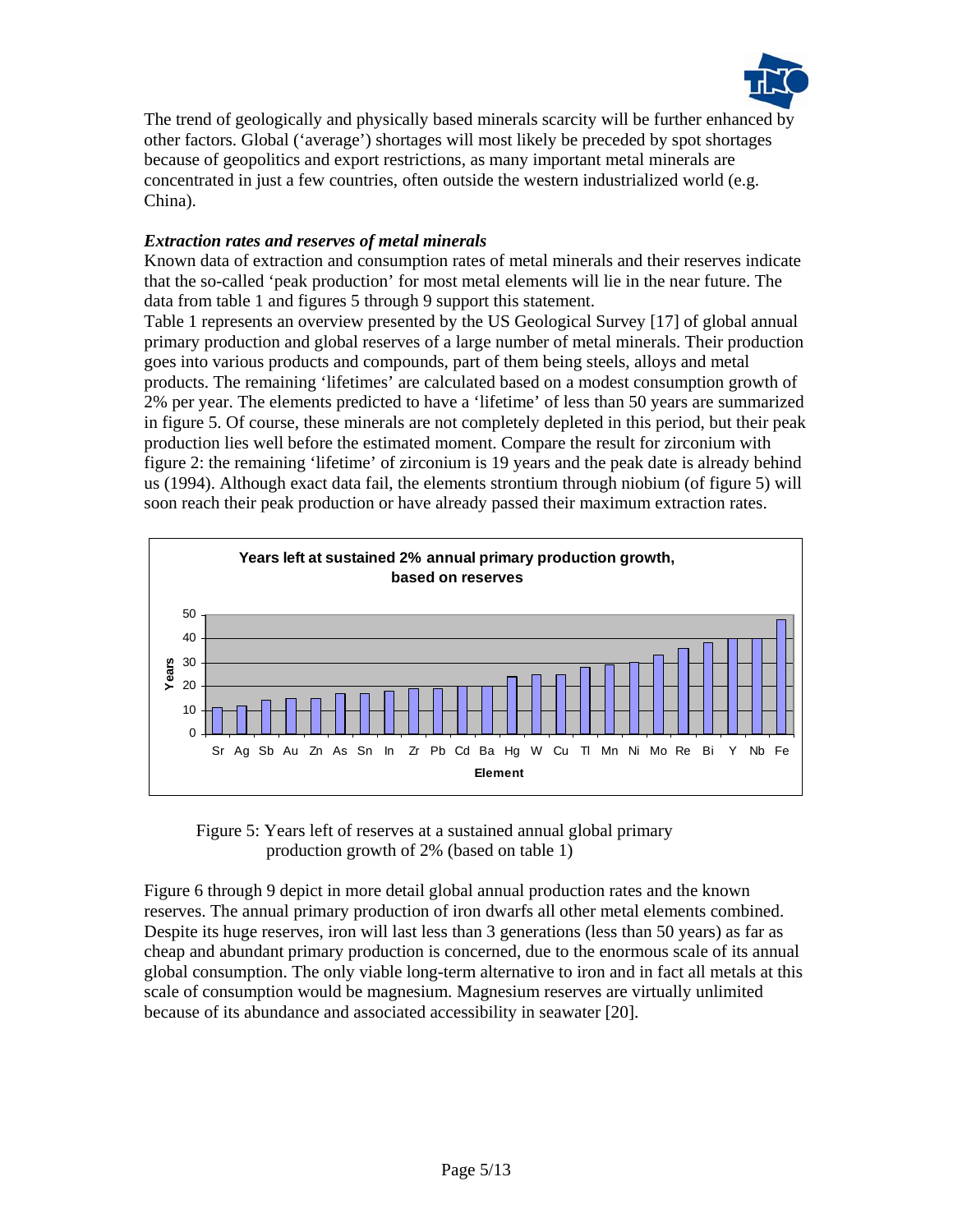The trend of geologically and physically based minerals scarcity will be further enhanced by other factors. Global ('average') shortages will most likely be preceded by spot shortages because of geopolitics and export restrictions, as many important metal minerals are concentrated in just a few countries, often outside the western industrialized world (e.g. China).

***Extraction rates and reserves of metal minerals***

Known data of extraction and consumption rates of metal minerals and their reserves indicate that the so-called 'peak production' for most metal elements will lie in the near future. The data from table 1 and figures 5 through 9 support this statement.

Table 1 represents an overview presented by the US Geological Survey [17] of global annual primary production and global reserves of a large number of metal minerals. Their production goes into various products and compounds, part of them being steels, alloys and metal products. The remaining 'lifetimes' are calculated based on a modest consumption growth of 2% per year. The elements predicted to have a 'lifetime' of less than 50 years are summarized in figure 5. Of course, these minerals are not completely depleted in this period, but their peak production lies well before the estimated moment. Compare the result for zirconium with figure 2: the remaining 'lifetime' of zirconium is 19 years and the peak date is already behind us (1994). Although exact data fail, the elements strontium through niobium (of figure 5) will soon reach their peak production or have already passed their maximum extraction rates.

Figure 5: Years left of reserves at a sustained annual global primary production growth of 2% (based on table 1)

Figure 6 through 9 depict in more detail global annual production rates and the known reserves. The annual primary production of iron dwarfs all other metal elements combined. Despite its huge reserves, iron will last less than 3 generations (less than 50 years) as far as cheap and abundant primary production is concerned, due to the enormous scale of its annual global consumption. The only viable long-term alternative to iron and in fact all metals at this scale of consumption would be magnesium. Magnesium reserves are virtually unlimited because of its abundance and associated accessibility in seawater [20].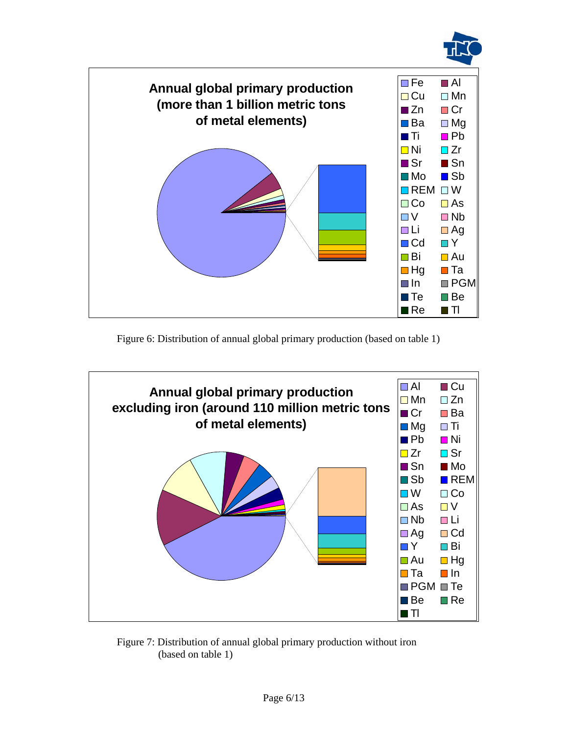Figure 6: Distribution of annual global primary production (based on table 1)

Figure 7: Distribution of annual global primary production without iron (based on table 1)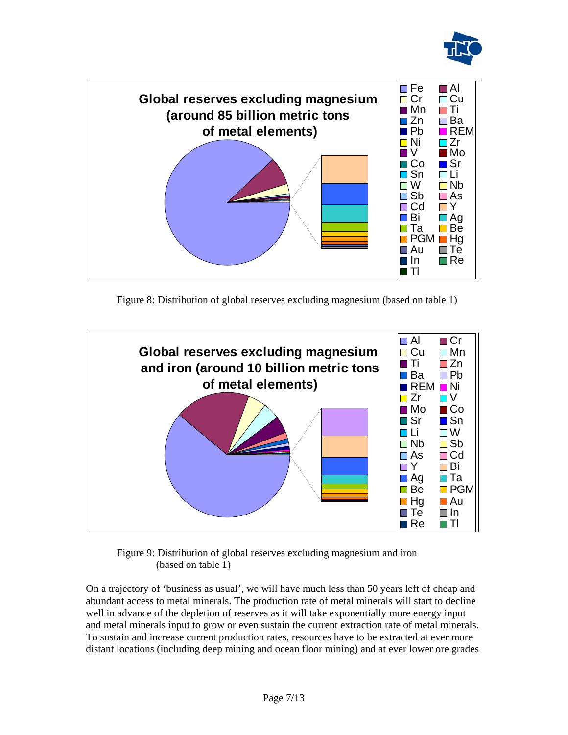Figure 8: Distribution of global reserves excluding magnesium (based on table 1)

Figure 9: Distribution of global reserves excluding magnesium and iron (based on table 1)

On a trajectory of 'business as usual', we will have much less than 50 years left of cheap and abundant access to metal minerals. The production rate of metal minerals will start to decline well in advance of the depletion of reserves as it will take exponentially more energy input and metal minerals input to grow or even sustain the current extraction rate of metal minerals. To sustain and increase current production rates, resources have to be extracted at ever more distant locations (including deep mining and ocean floor mining) and at ever lower ore grades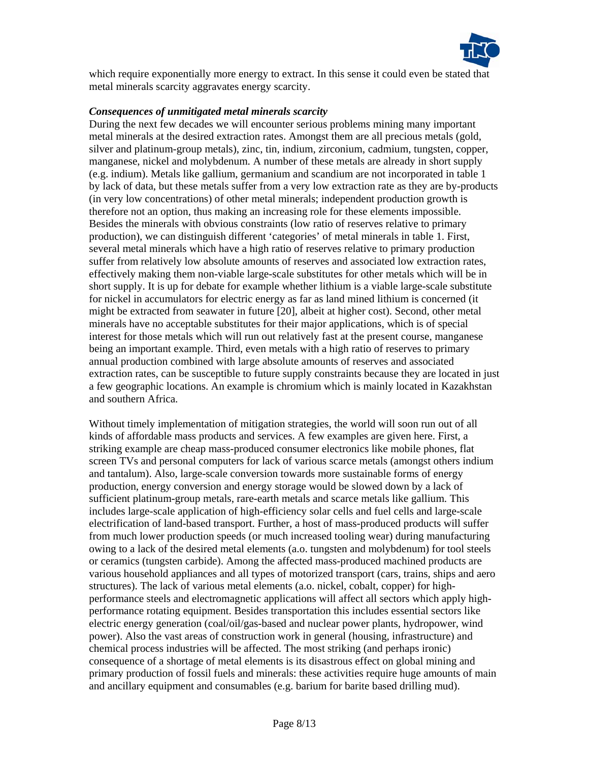which require exponentially more energy to extract. In this sense it could even be stated that metal minerals scarcity aggravates energy scarcity.

***Consequences of unmitigated metal minerals scarcity***

During the next few decades we will encounter serious problems mining many important metal minerals at the desired extraction rates. Amongst them are all precious metals (gold, silver and platinum-group metals), zinc, tin, indium, zirconium, cadmium, tungsten, copper, manganese, nickel and molybdenum. A number of these metals are already in short supply (e.g. indium). Metals like gallium, germanium and scandium are not incorporated in table 1 by lack of data, but these metals suffer from a very low extraction rate as they are by-products (in very low concentrations) of other metal minerals; independent production growth is therefore not an option, thus making an increasing role for these elements impossible. Besides the minerals with obvious constraints (low ratio of reserves relative to primary production), we can distinguish different 'categories' of metal minerals in table 1. First, several metal minerals which have a high ratio of reserves relative to primary production suffer from relatively low absolute amounts of reserves and associated low extraction rates, effectively making them non-viable large-scale substitutes for other metals which will be in short supply. It is up for debate for example whether lithium is a viable large-scale substitute for nickel in accumulators for electric energy as far as land mined lithium is concerned (it might be extracted from seawater in future [20], albeit at higher cost). Second, other metal minerals have no acceptable substitutes for their major applications, which is of special interest for those metals which will run out relatively fast at the present course, manganese being an important example. Third, even metals with a high ratio of reserves to primary annual production combined with large absolute amounts of reserves and associated extraction rates, can be susceptible to future supply constraints because they are located in just a few geographic locations. An example is chromium which is mainly located in Kazakhstan and southern Africa.

Without timely implementation of mitigation strategies, the world will soon run out of all kinds of affordable mass products and services. A few examples are given here. First, a striking example are cheap mass-produced consumer electronics like mobile phones, flat screen TVs and personal computers for lack of various scarce metals (amongst others indium and tantalum). Also, large-scale conversion towards more sustainable forms of energy production, energy conversion and energy storage would be slowed down by a lack of sufficient platinum-group metals, rare-earth metals and scarce metals like gallium. This includes large-scale application of high-efficiency solar cells and fuel cells and large-scale electrification of land-based transport. Further, a host of mass-produced products will suffer from much lower production speeds (or much increased tooling wear) during manufacturing owing to a lack of the desired metal elements (a.o. tungsten and molybdenum) for tool steels or ceramics (tungsten carbide). Among the affected mass-produced machined products are various household appliances and all types of motorized transport (cars, trains, ships and aero structures). The lack of various metal elements (a.o. nickel, cobalt, copper) for high-performance steels and electromagnetic applications will affect all sectors which apply high-performance rotating equipment. Besides transportation this includes essential sectors like electric energy generation (coal/oil/gas-based and nuclear power plants, hydropower, wind power). Also the vast areas of construction work in general (housing, infrastructure) and chemical process industries will be affected. The most striking (and perhaps ironic) consequence of a shortage of metal elements is its disastrous effect on global mining and primary production of fossil fuels and minerals: these activities require huge amounts of main and ancillary equipment and consumables (e.g. barium for barite based drilling mud).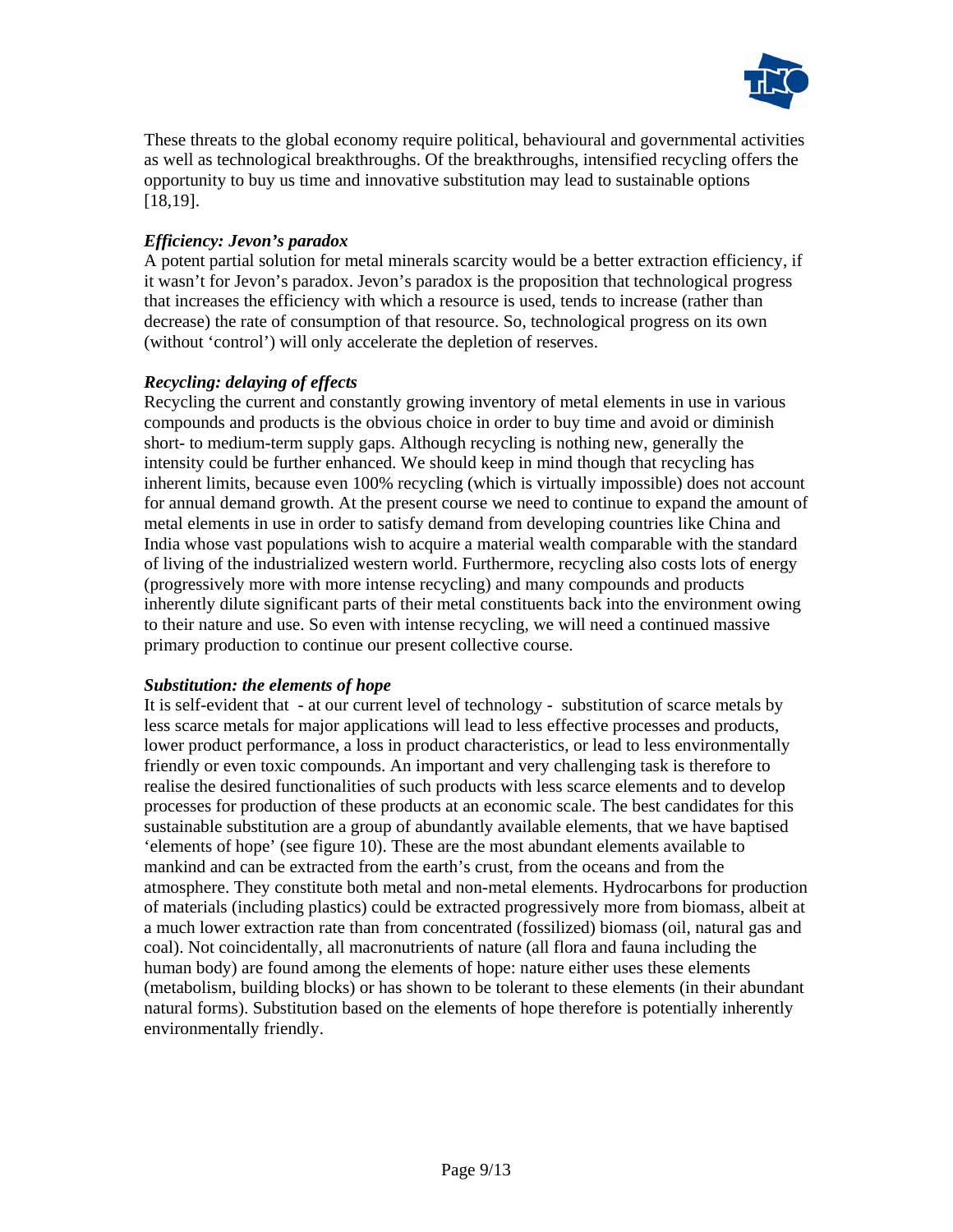These threats to the global economy require political, behavioural and governmental activities as well as technological breakthroughs. Of the breakthroughs, intensified recycling offers the opportunity to buy us time and innovative substitution may lead to sustainable options [18,19].

***Efficiency: Jevon's paradox***

A potent partial solution for metal minerals scarcity would be a better extraction efficiency, if it wasn't for Jevon's paradox. Jevon's paradox is the proposition that technological progress that increases the efficiency with which a resource is used, tends to increase (rather than decrease) the rate of consumption of that resource. So, technological progress on its own (without 'control') will only accelerate the depletion of reserves.

***Recycling: delaying of effects***

Recycling the current and constantly growing inventory of metal elements in use in various compounds and products is the obvious choice in order to buy time and avoid or diminish short- to medium-term supply gaps. Although recycling is nothing new, generally the intensity could be further enhanced. We should keep in mind though that recycling has inherent limits, because even 100% recycling (which is virtually impossible) does not account for annual demand growth. At the present course we need to continue to expand the amount of metal elements in use in order to satisfy demand from developing countries like China and India whose vast populations wish to acquire a material wealth comparable with the standard of living of the industrialized western world. Furthermore, recycling also costs lots of energy (progressively more with more intense recycling) and many compounds and products inherently dilute significant parts of their metal constituents back into the environment owing to their nature and use. So even with intense recycling, we will need a continued massive primary production to continue our present collective course.

***Substitution: the elements of hope***

It is self-evident that - at our current level of technology - substitution of scarce metals by less scarce metals for major applications will lead to less effective processes and products, lower product performance, a loss in product characteristics, or lead to less environmentally friendly or even toxic compounds. An important and very challenging task is therefore to realise the desired functionalities of such products with less scarce elements and to develop processes for production of these products at an economic scale. The best candidates for this sustainable substitution are a group of abundantly available elements, that we have baptised 'elements of hope' (see figure 10). These are the most abundant elements available to mankind and can be extracted from the earth's crust, from the oceans and from the atmosphere. They constitute both metal and non-metal elements. Hydrocarbons for production of materials (including plastics) could be extracted progressively more from biomass, albeit at a much lower extraction rate than from concentrated (fossilized) biomass (oil, natural gas and coal). Not coincidentally, all macronutrients of nature (all flora and fauna including the human body) are found among the elements of hope: nature either uses these elements (metabolism, building blocks) or has shown to be tolerant to these elements (in their abundant natural forms). Substitution based on the elements of hope therefore is potentially inherently environmentally friendly.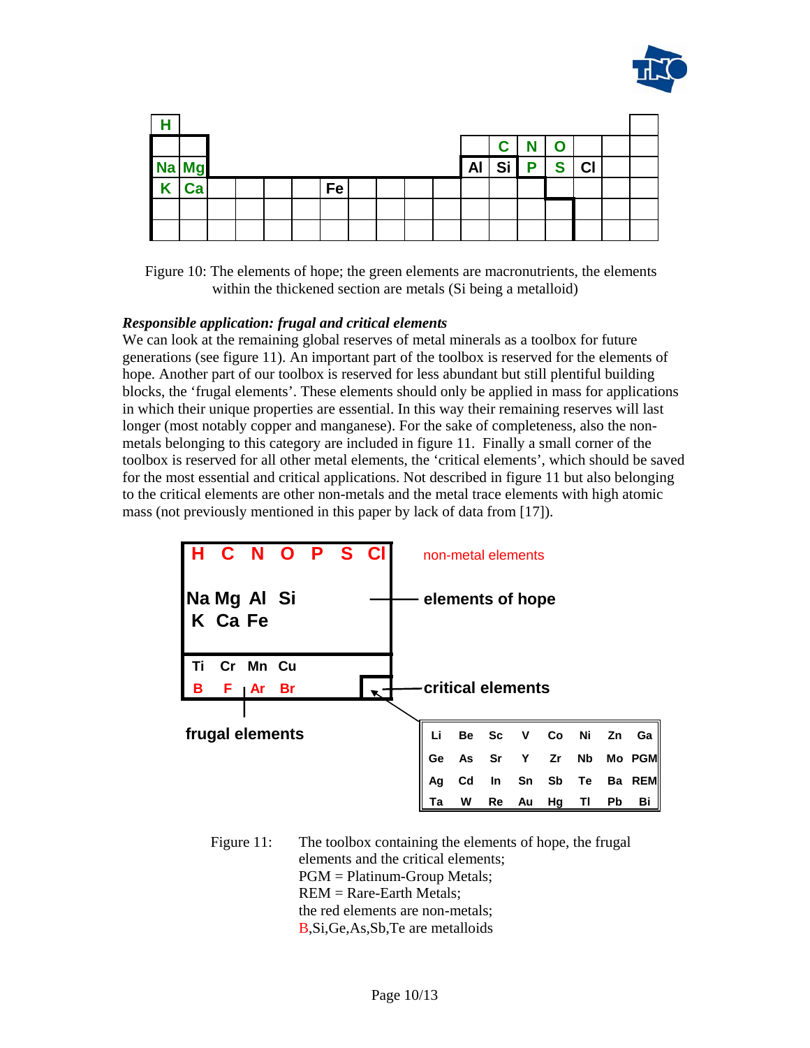| H | | | | | | | | | | | | | | | | | |
|---|---|---|---|---|---|---|---|---|---|---|---|---|---|---|---|---|---|
| | | | | | | | | | | | | | C | N | O | | |
| Na | Mg | | | | | | | | | | | Al | Si | P | S | Cl | |
| K | Ca | | | | | | Fe | | | | | | | | | | |
| | | | | | | | | | | | | | | | | | |
| | | | | | | | | | | | | | | | | | |

Figure 10: The elements of hope; the green elements are macronutrients, the elements within the thickened section are metals (Si being a metalloid)

***Responsible application: frugal and critical elements***

We can look at the remaining global reserves of metal minerals as a toolbox for future generations (see figure 11). An important part of the toolbox is reserved for the elements of hope. Another part of our toolbox is reserved for less abundant but still plentiful building blocks, the 'frugal elements'. These elements should only be applied in mass for applications in which their unique properties are essential. In this way their remaining reserves will last longer (most notably copper and manganese). For the sake of completeness, also the non-metals belonging to this category are included in figure 11. Finally a small corner of the toolbox is reserved for all other metal elements, the 'critical elements', which should be saved for the most essential and critical applications. Not described in figure 11 but also belonging to the critical elements are other non-metals and the metal trace elements with high atomic mass (not previously mentioned in this paper by lack of data from [17]).

**non-metal elements:** H C N O P S Cl

**elements of hope:** Na Mg Al Si, K Ca Fe

**frugal elements:** Ti Cr Mn Cu, B F Ar Br

**critical elements:**

| Li | Be | Sc | V | Co | Ni | Zn | Ga |
|---|---|---|---|---|---|---|---|
| Ge | As | Sr | Y | Zr | Nb | Mo | PGM |
| Ag | Cd | In | Sn | Sb | Te | Ba | REM |
| Ta | W | Re | Au | Hg | Tl | Pb | Bi |

Figure 11: The toolbox containing the elements of hope, the frugal elements and the critical elements;
PGM = Platinum-Group Metals;
REM = Rare-Earth Metals;
the red elements are non-metals;
B,Si,Ge,As,Sb,Te are metalloids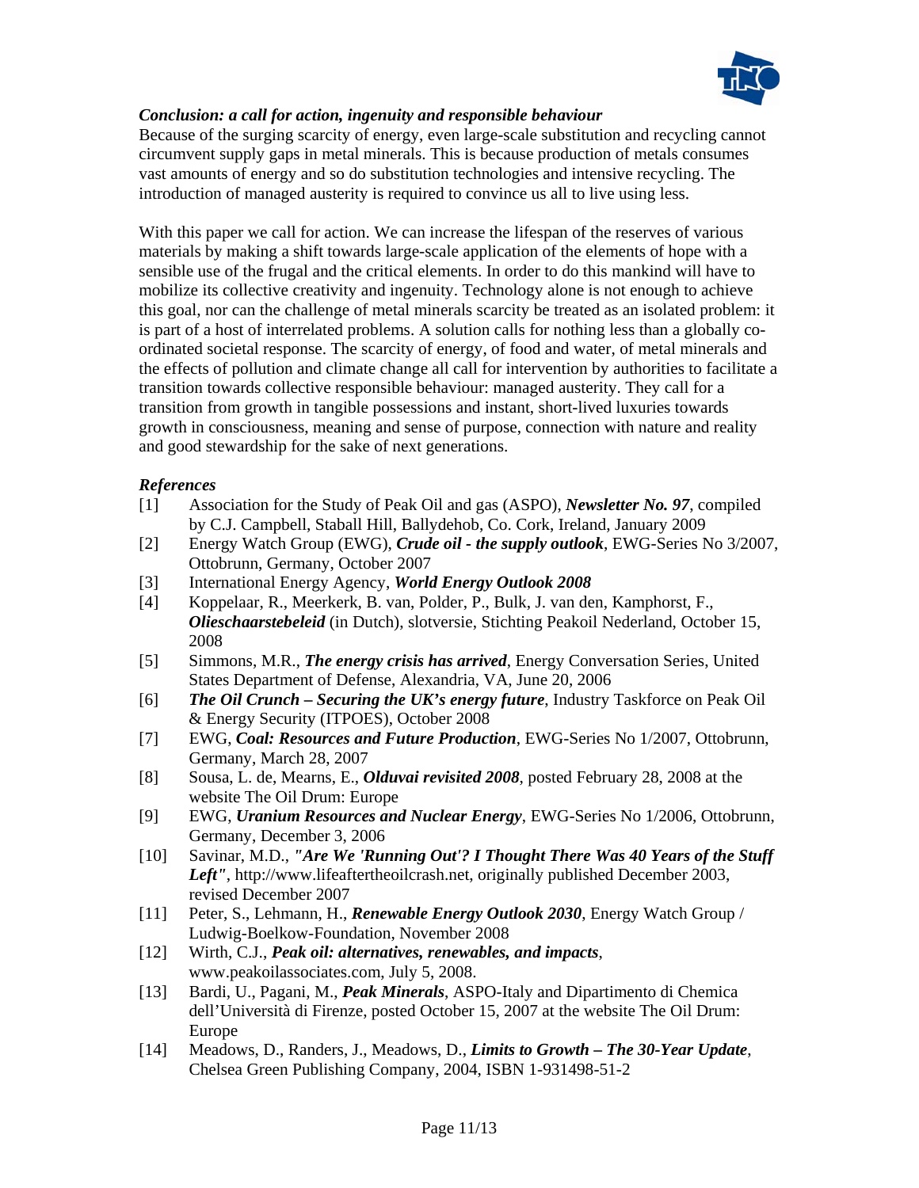### *Conclusion: a call for action, ingenuity and responsible behaviour*

Because of the surging scarcity of energy, even large-scale substitution and recycling cannot circumvent supply gaps in metal minerals. This is because production of metals consumes vast amounts of energy and so do substitution technologies and intensive recycling. The introduction of managed austerity is required to convince us all to live using less.

With this paper we call for action. We can increase the lifespan of the reserves of various materials by making a shift towards large-scale application of the elements of hope with a sensible use of the frugal and the critical elements. In order to do this mankind will have to mobilize its collective creativity and ingenuity. Technology alone is not enough to achieve this goal, nor can the challenge of metal minerals scarcity be treated as an isolated problem: it is part of a host of interrelated problems. A solution calls for nothing less than a globally co-ordinated societal response. The scarcity of energy, of food and water, of metal minerals and the effects of pollution and climate change all call for intervention by authorities to facilitate a transition towards collective responsible behaviour: managed austerity. They call for a transition from growth in tangible possessions and instant, short-lived luxuries towards growth in consciousness, meaning and sense of purpose, connection with nature and reality and good stewardship for the sake of next generations.

### *References*

[1] Association for the Study of Peak Oil and gas (ASPO), ***Newsletter No. 97***, compiled by C.J. Campbell, Staball Hill, Ballydehob, Co. Cork, Ireland, January 2009

[2] Energy Watch Group (EWG), ***Crude oil - the supply outlook***, EWG-Series No 3/2007, Ottobrunn, Germany, October 2007

[3] International Energy Agency, ***World Energy Outlook 2008***

[4] Koppelaar, R., Meerkerk, B. van, Polder, P., Bulk, J. van den, Kamphorst, F., ***Olieschaarstebeleid*** (in Dutch), slotversie, Stichting Peakoil Nederland, October 15, 2008

[5] Simmons, M.R., ***The energy crisis has arrived***, Energy Conversation Series, United States Department of Defense, Alexandria, VA, June 20, 2006

[6] ***The Oil Crunch – Securing the UK's energy future***, Industry Taskforce on Peak Oil & Energy Security (ITPOES), October 2008

[7] EWG, ***Coal: Resources and Future Production***, EWG-Series No 1/2007, Ottobrunn, Germany, March 28, 2007

[8] Sousa, L. de, Mearns, E., ***Olduvai revisited 2008***, posted February 28, 2008 at the website The Oil Drum: Europe

[9] EWG, ***Uranium Resources and Nuclear Energy***, EWG-Series No 1/2006, Ottobrunn, Germany, December 3, 2006

[10] Savinar, M.D., ***"Are We 'Running Out'? I Thought There Was 40 Years of the Stuff Left"***, http://www.lifeaftertheoilcrash.net, originally published December 2003, revised December 2007

[11] Peter, S., Lehmann, H., ***Renewable Energy Outlook 2030***, Energy Watch Group / Ludwig-Boelkow-Foundation, November 2008

[12] Wirth, C.J., ***Peak oil: alternatives, renewables, and impacts***, www.peakoilassociates.com, July 5, 2008.

[13] Bardi, U., Pagani, M., ***Peak Minerals***, ASPO-Italy and Dipartimento di Chemica dell'Università di Firenze, posted October 15, 2007 at the website The Oil Drum: Europe

[14] Meadows, D., Randers, J., Meadows, D., ***Limits to Growth – The 30-Year Update***, Chelsea Green Publishing Company, 2004, ISBN 1-931498-51-2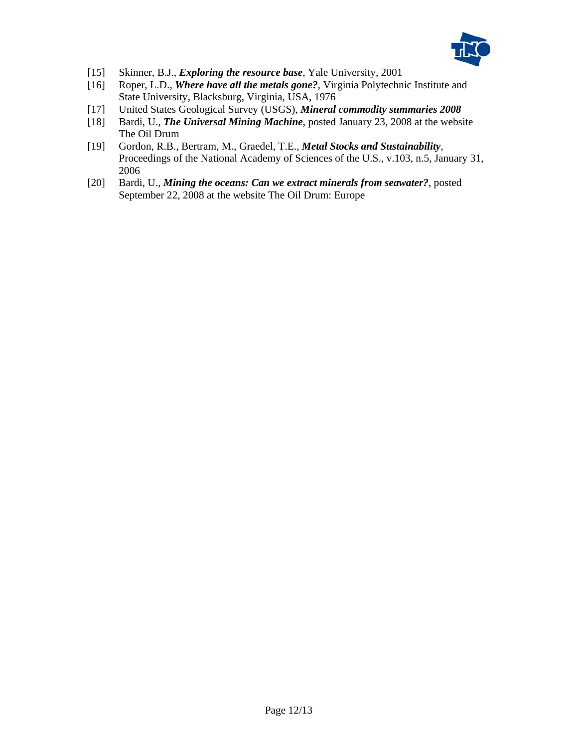[15] Skinner, B.J., ***Exploring the resource base***, Yale University, 2001

[16] Roper, L.D., ***Where have all the metals gone?***, Virginia Polytechnic Institute and State University, Blacksburg, Virginia, USA, 1976

[17] United States Geological Survey (USGS), ***Mineral commodity summaries 2008***

[18] Bardi, U., ***The Universal Mining Machine***, posted January 23, 2008 at the website The Oil Drum

[19] Gordon, R.B., Bertram, M., Graedel, T.E., ***Metal Stocks and Sustainability***, Proceedings of the National Academy of Sciences of the U.S., v.103, n.5, January 31, 2006

[20] Bardi, U., ***Mining the oceans: Can we extract minerals from seawater?***, posted September 22, 2008 at the website The Oil Drum: Europe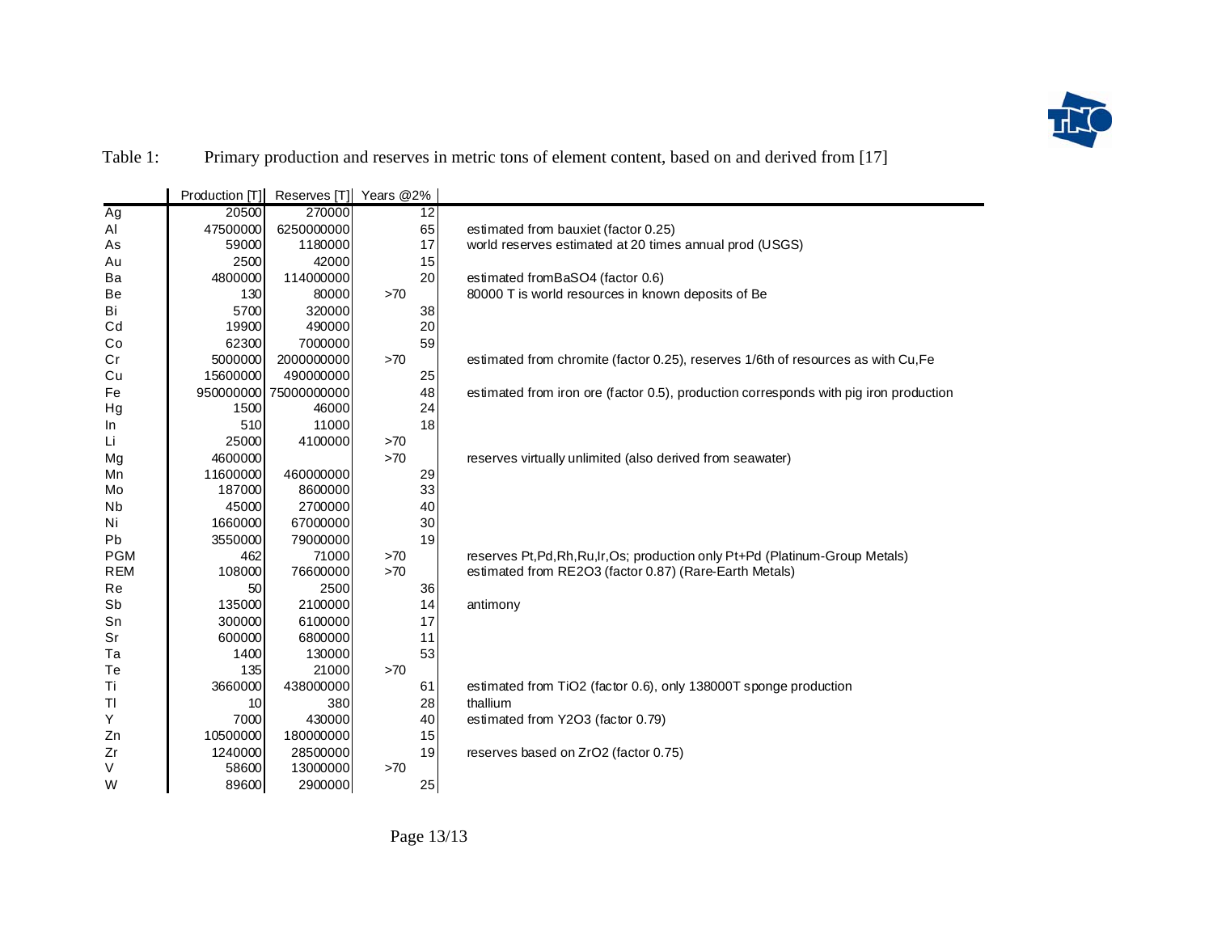Table 1: Primary production and reserves in metric tons of element content, based on and derived from [17]

| | Production [T] | Reserves [T] | Years @2% | |
|---|---|---|---|---|
| Ag | 20500 | 270000 | 12 | |
| Al | 47500000 | 6250000000 | 65 | estimated from bauxiet (factor 0.25) |
| As | 59000 | 1180000 | 17 | world reserves estimated at 20 times annual prod (USGS) |
| Au | 2500 | 42000 | 15 | |
| Ba | 4800000 | 114000000 | 20 | estimated fromBaSO4 (factor 0.6) |
| Be | 130 | 80000 | >70 | 80000 T is world resources in known deposits of Be |
| Bi | 5700 | 320000 | 38 | |
| Cd | 19900 | 490000 | 20 | |
| Co | 62300 | 7000000 | 59 | |
| Cr | 5000000 | 2000000000 | >70 | estimated from chromite (factor 0.25), reserves 1/6th of resources as with Cu,Fe |
| Cu | 15600000 | 490000000 | 25 | |
| Fe | 950000000 | 75000000000 | 48 | estimated from iron ore (factor 0.5), production corresponds with pig iron production |
| Hg | 1500 | 46000 | 24 | |
| In | 510 | 11000 | 18 | |
| Li | 25000 | 4100000 | >70 | |
| Mg | 4600000 | | >70 | reserves virtually unlimited (also derived from seawater) |
| Mn | 11600000 | 460000000 | 29 | |
| Mo | 187000 | 8600000 | 33 | |
| Nb | 45000 | 2700000 | 40 | |
| Ni | 1660000 | 67000000 | 30 | |
| Pb | 3550000 | 79000000 | 19 | |
| PGM | 462 | 71000 | >70 | reserves Pt,Pd,Rh,Ru,Ir,Os; production only Pt+Pd (Platinum-Group Metals) |
| REM | 108000 | 76600000 | >70 | estimated from RE2O3 (factor 0.87) (Rare-Earth Metals) |
| Re | 50 | 2500 | 36 | |
| Sb | 135000 | 2100000 | 14 | antimony |
| Sn | 300000 | 6100000 | 17 | |
| Sr | 600000 | 6800000 | 11 | |
| Ta | 1400 | 130000 | 53 | |
| Te | 135 | 21000 | >70 | |
| Ti | 3660000 | 438000000 | 61 | estimated from TiO2 (factor 0.6), only 138000T sponge production |
| Tl | 10 | 380 | 28 | thallium |
| Y | 7000 | 430000 | 40 | estimated from Y2O3 (factor 0.79) |
| Zn | 10500000 | 180000000 | 15 | |
| Zr | 1240000 | 28500000 | 19 | reserves based on ZrO2 (factor 0.75) |
| V | 58600 | 13000000 | >70 | |
| W | 89600 | 2900000 | 25 | |